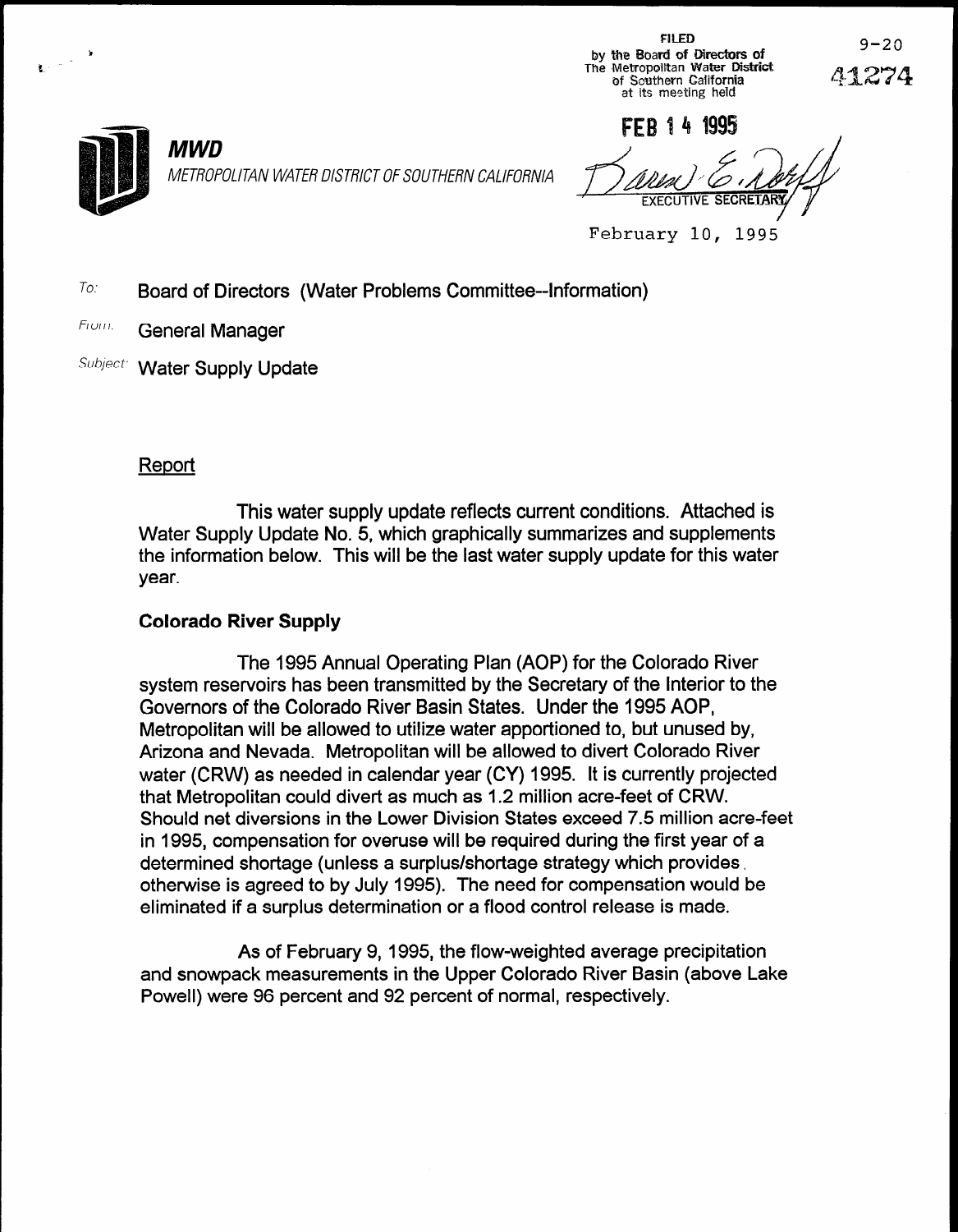FILED
by the Board of Directors of
The Metropolitan Water District
of Southern California
at its meeting held

FEB 14 1995

EXECUTIVE SECRETARY

9-20

41274

**MWD**

*METROPOLITAN WATER DISTRICT OF SOUTHERN CALIFORNIA*

February 10, 1995

*To:* Board of Directors (Water Problems Committee--Information)

*From:* General Manager

*Subject:* Water Supply Update

## Report

This water supply update reflects current conditions. Attached is Water Supply Update No. 5, which graphically summarizes and supplements the information below. This will be the last water supply update for this water year.

### Colorado River Supply

The 1995 Annual Operating Plan (AOP) for the Colorado River system reservoirs has been transmitted by the Secretary of the Interior to the Governors of the Colorado River Basin States. Under the 1995 AOP, Metropolitan will be allowed to utilize water apportioned to, but unused by, Arizona and Nevada. Metropolitan will be allowed to divert Colorado River water (CRW) as needed in calendar year (CY) 1995. It is currently projected that Metropolitan could divert as much as 1.2 million acre-feet of CRW. Should net diversions in the Lower Division States exceed 7.5 million acre-feet in 1995, compensation for overuse will be required during the first year of a determined shortage (unless a surplus/shortage strategy which provides otherwise is agreed to by July 1995). The need for compensation would be eliminated if a surplus determination or a flood control release is made.

As of February 9, 1995, the flow-weighted average precipitation and snowpack measurements in the Upper Colorado River Basin (above Lake Powell) were 96 percent and 92 percent of normal, respectively.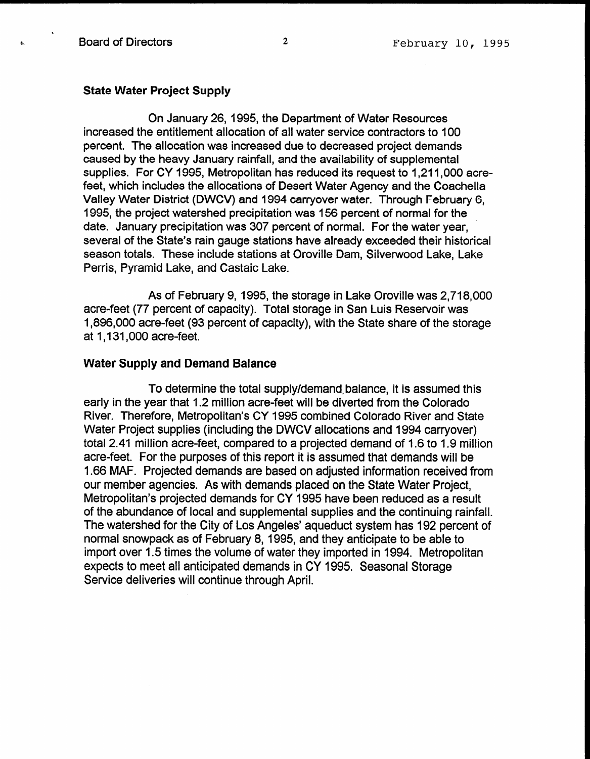## State Water Project Supply

On January 26, 1995, the Department of Water Resources increased the entitlement allocation of all water service contractors to 100 percent. The allocation was increased due to decreased project demands caused by the heavy January rainfall, and the availability of supplemental supplies. For CY 1995, Metropolitan has reduced its request to 1,211,000 acre-feet, which includes the allocations of Desert Water Agency and the Coachella Valley Water District (DWCV) and 1994 carryover water. Through February 6, 1995, the project watershed precipitation was 156 percent of normal for the date. January precipitation was 307 percent of normal. For the water year, several of the State's rain gauge stations have already exceeded their historical season totals. These include stations at Oroville Dam, Silverwood Lake, Lake Perris, Pyramid Lake, and Castaic Lake.

As of February 9, 1995, the storage in Lake Oroville was 2,718,000 acre-feet (77 percent of capacity). Total storage in San Luis Reservoir was 1,896,000 acre-feet (93 percent of capacity), with the State share of the storage at 1,131,000 acre-feet.

## Water Supply and Demand Balance

To determine the total supply/demand balance, it is assumed this early in the year that 1.2 million acre-feet will be diverted from the Colorado River. Therefore, Metropolitan's CY 1995 combined Colorado River and State Water Project supplies (including the DWCV allocations and 1994 carryover) total 2.41 million acre-feet, compared to a projected demand of 1.6 to 1.9 million acre-feet. For the purposes of this report it is assumed that demands will be 1.66 MAF. Projected demands are based on adjusted information received from our member agencies. As with demands placed on the State Water Project, Metropolitan's projected demands for CY 1995 have been reduced as a result of the abundance of local and supplemental supplies and the continuing rainfall. The watershed for the City of Los Angeles' aqueduct system has 192 percent of normal snowpack as of February 8, 1995, and they anticipate to be able to import over 1.5 times the volume of water they imported in 1994. Metropolitan expects to meet all anticipated demands in CY 1995. Seasonal Storage Service deliveries will continue through April.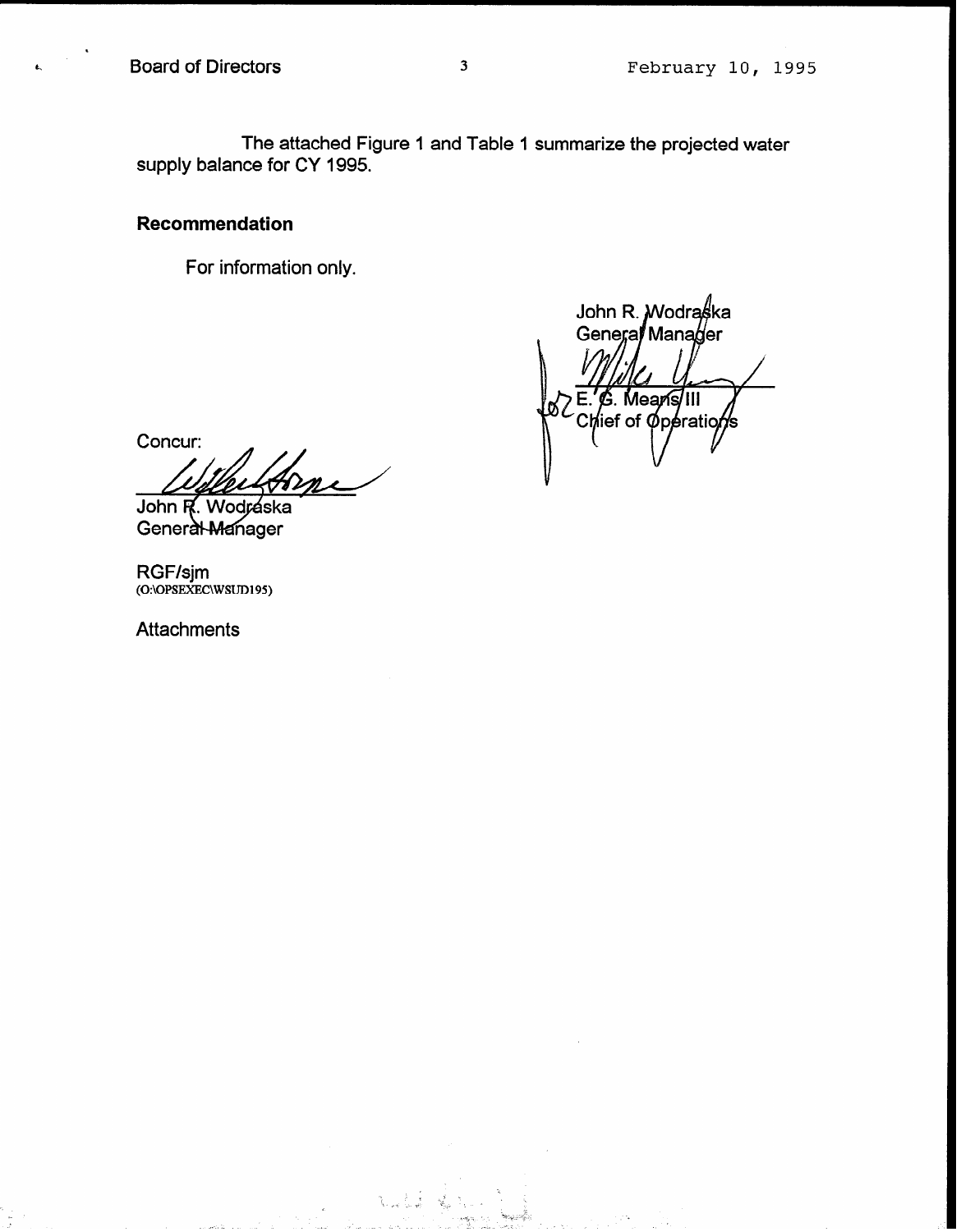The attached Figure 1 and Table 1 summarize the projected water supply balance for CY 1995.

## Recommendation

For information only.

John R. Wodraska
General Manager

E. G. Means III
Chief of Operations

Concur:

John R. Wodraska
General Manager

RGF/sjm
(O:\OPSEXEC\WSUD195)

Attachments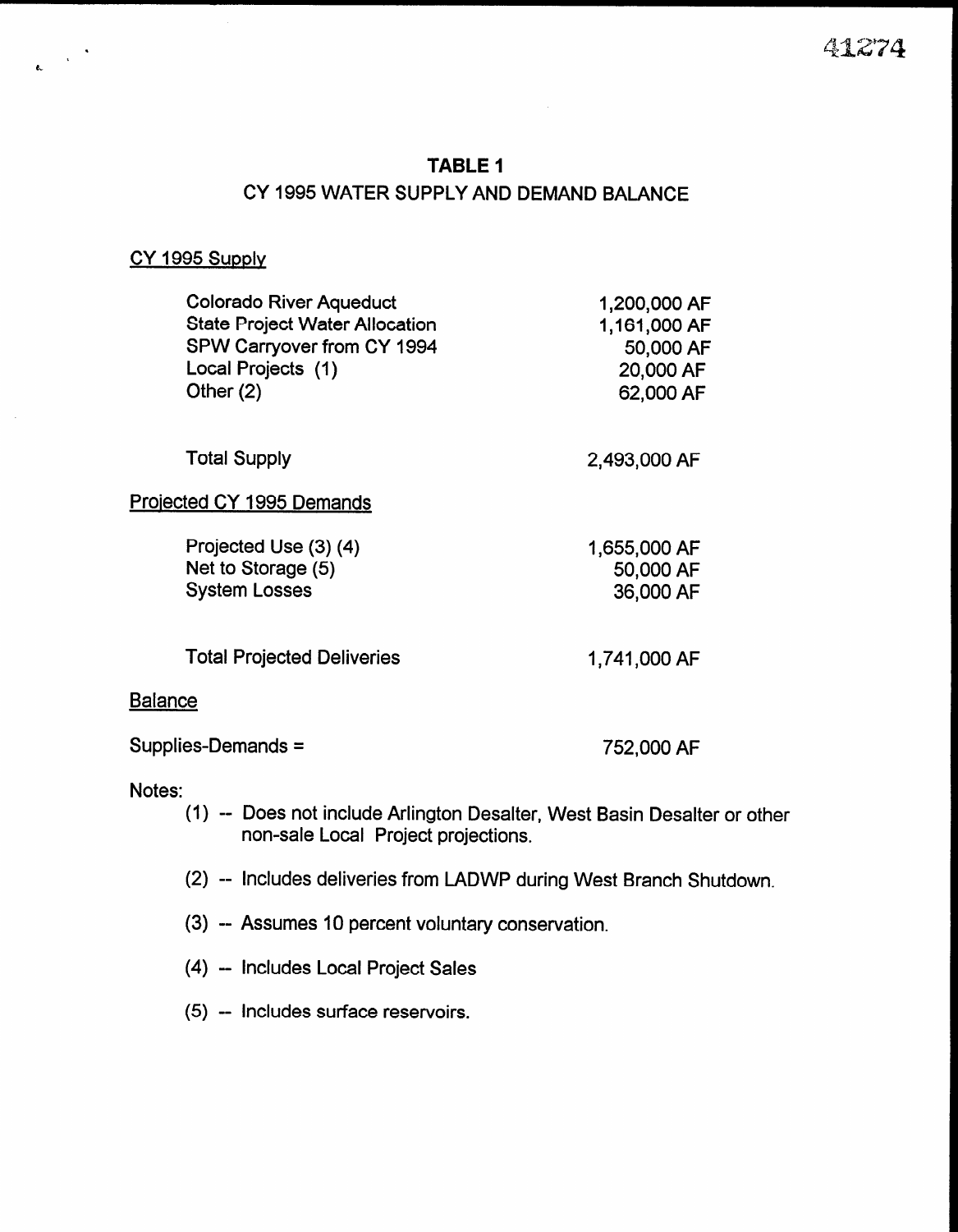# TABLE 1

## CY 1995 WATER SUPPLY AND DEMAND BALANCE

CY 1995 Supply

| | |
|---|---|
| Colorado River Aqueduct | 1,200,000 AF |
| State Project Water Allocation | 1,161,000 AF |
| SPW Carryover from CY 1994 | 50,000 AF |
| Local Projects (1) | 20,000 AF |
| Other (2) | 62,000 AF |
| Total Supply | 2,493,000 AF |

Projected CY 1995 Demands

| | |
|---|---|
| Projected Use (3) (4) | 1,655,000 AF |
| Net to Storage (5) | 50,000 AF |
| System Losses | 36,000 AF |
| Total Projected Deliveries | 1,741,000 AF |

Balance

Supplies-Demands = 752,000 AF

Notes:

(1) -- Does not include Arlington Desalter, West Basin Desalter or other non-sale Local Project projections.

(2) -- Includes deliveries from LADWP during West Branch Shutdown.

(3) -- Assumes 10 percent voluntary conservation.

(4) -- Includes Local Project Sales

(5) -- Includes surface reservoirs.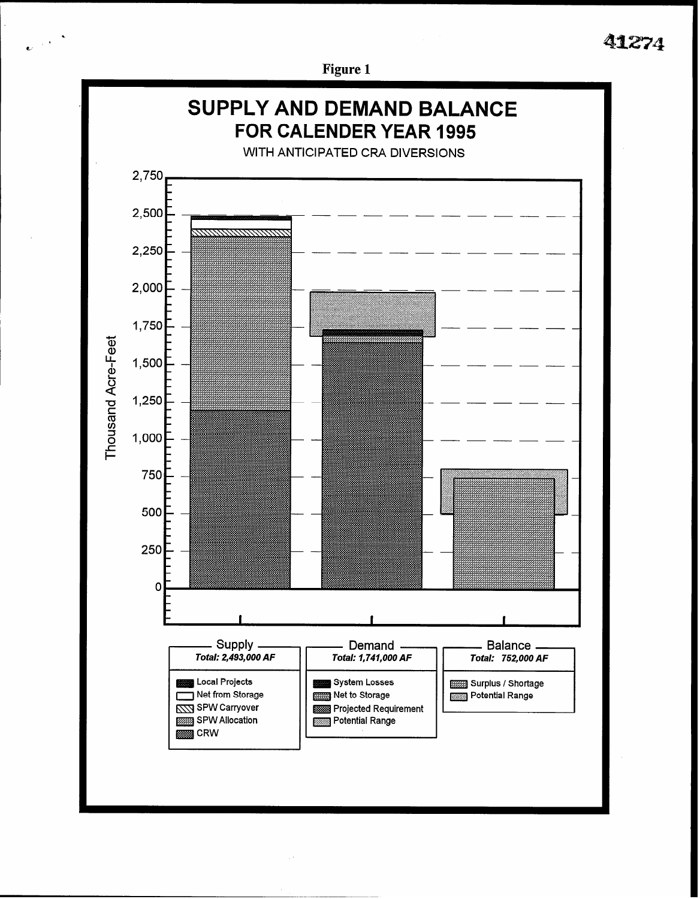Figure 1

# SUPPLY AND DEMAND BALANCE
## FOR CALENDER YEAR 1995

WITH ANTICIPATED CRA DIVERSIONS

Thousand Acre-Feet

2,750
2,500
2,250
2,000
1,750
1,500
1,250
1,000
750
500
250
0

**Supply**
*Total: 2,493,000 AF*

- Local Projects
- Net from Storage
- SPW Carryover
- SPW Allocation
- CRW

**Demand**
*Total: 1,741,000 AF*

- System Losses
- Net to Storage
- Projected Requirement
- Potential Range

**Balance**
*Total: 752,000 AF*

- Surplus / Shortage
- Potential Range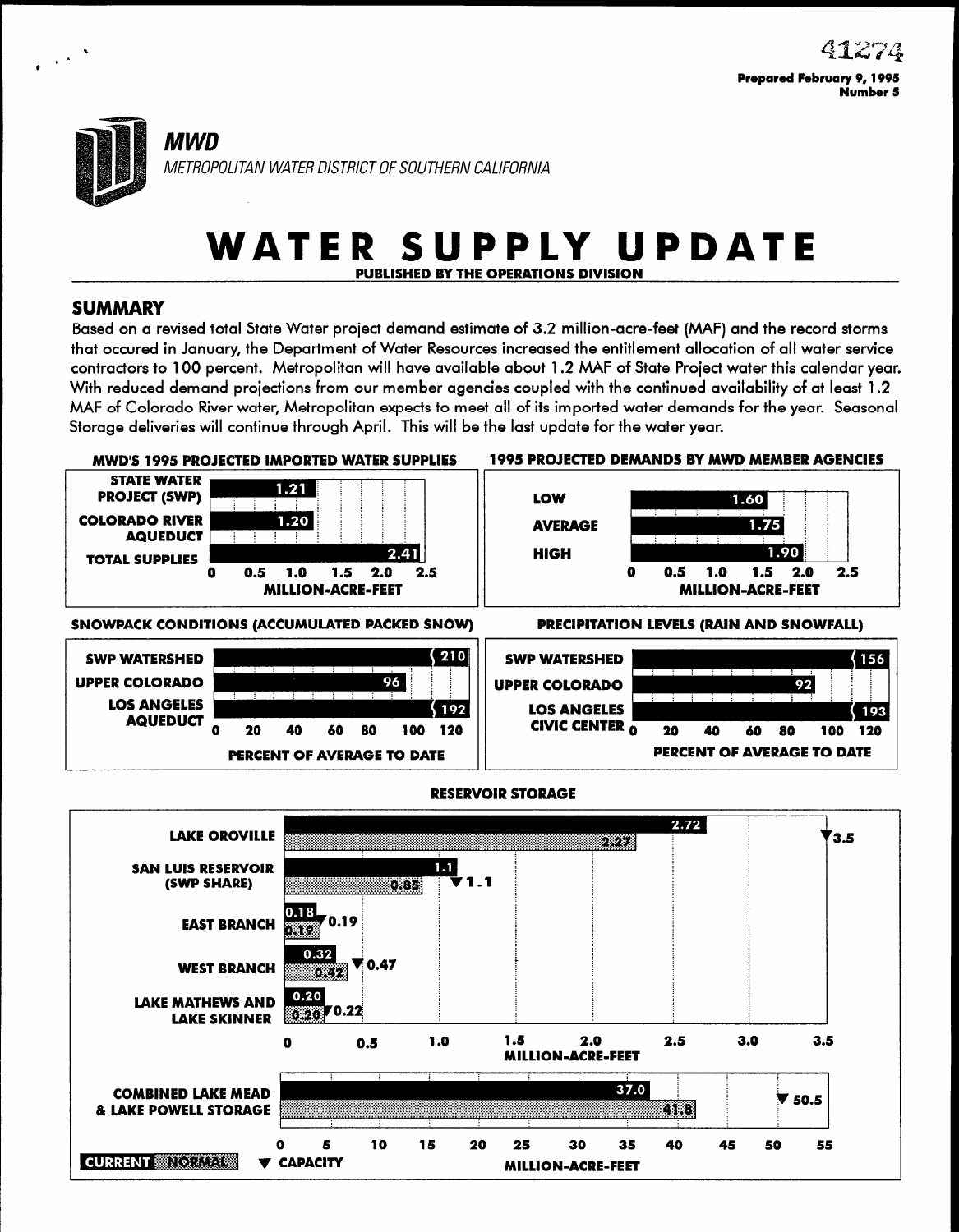41274

**Prepared February 9, 1995**
**Number 5**

*MWD*

*METROPOLITAN WATER DISTRICT OF SOUTHERN CALIFORNIA*

# WATER SUPPLY UPDATE

**PUBLISHED BY THE OPERATIONS DIVISION**

## SUMMARY

Based on a revised total State Water project demand estimate of 3.2 million-acre-feet (MAF) and the record storms that occured in January, the Department of Water Resources increased the entitlement allocation of all water service contractors to 100 percent. Metropolitan will have available about 1.2 MAF of State Project water this calendar year. With reduced demand projections from our member agencies coupled with the continued availability of at least 1.2 MAF of Colorado River water, Metropolitan expects to meet all of its imported water demands for the year. Seasonal Storage deliveries will continue through April. This will be the last update for the water year.

**MWD'S 1995 PROJECTED IMPORTED WATER SUPPLIES**

STATE WATER PROJECT (SWP) 1.21
COLORADO RIVER AQUEDUCT 1.20
TOTAL SUPPLIES 2.41
0 0.5 1.0 1.5 2.0 2.5
MILLION-ACRE-FEET

**1995 PROJECTED DEMANDS BY MWD MEMBER AGENCIES**

LOW 1.60
AVERAGE 1.75
HIGH 1.90
0 0.5 1.0 1.5 2.0 2.5
MILLION-ACRE-FEET

**SNOWPACK CONDITIONS (ACCUMULATED PACKED SNOW)**

SWP WATERSHED 210
UPPER COLORADO 96
LOS ANGELES AQUEDUCT 192
0 20 40 60 80 100 120
PERCENT OF AVERAGE TO DATE

**PRECIPITATION LEVELS (RAIN AND SNOWFALL)**

SWP WATERSHED 156
UPPER COLORADO 92
LOS ANGELES CIVIC CENTER 193
0 20 40 60 80 100 120
PERCENT OF AVERAGE TO DATE

**RESERVOIR STORAGE**

LAKE OROVILLE 2.72 2.27 ▼3.5
SAN LUIS RESERVOIR (SWP SHARE) 1.1 0.85 ▼1.1
EAST BRANCH 0.18 0.19 ▼0.19
WEST BRANCH 0.32 0.42 ▼0.47
LAKE MATHEWS AND LAKE SKINNER 0.20 0.20 ▼0.22
0 0.5 1.0 1.5 2.0 2.5 3.0 3.5
MILLION-ACRE-FEET

COMBINED LAKE MEAD & LAKE POWELL STORAGE 37.0 41.8 ▼50.5
0 5 10 15 20 25 30 35 40 45 50 55
MILLION-ACRE-FEET

CURRENT NORMAL ▼ CAPACITY